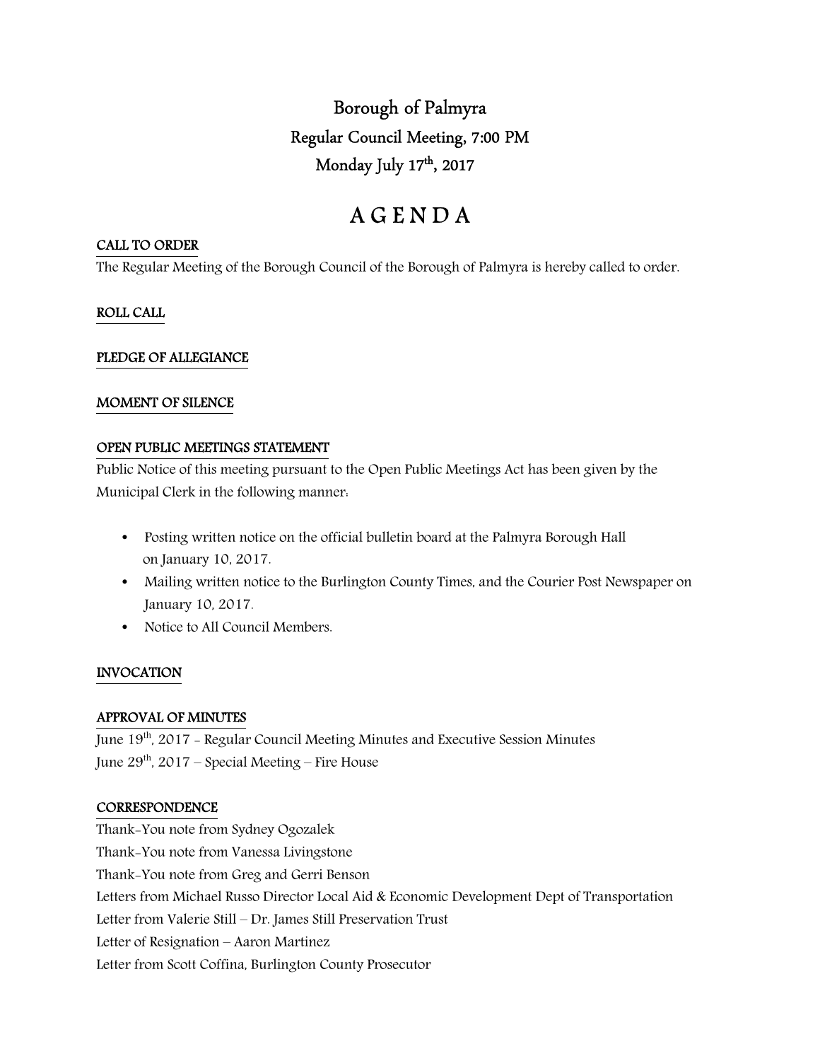# Borough of Palmyra

## Regular Council Meeting, 7:00 PM

## Monday July 17th, 2017

# A G E N D A

**CALL TO ORDER**

The Regular Meeting of the Borough Council of the Borough of Palmyra is hereby called to order.

**ROLL CALL**

**PLEDGE OF ALLEGIANCE**

**MOMENT OF SILENCE**

**OPEN PUBLIC MEETINGS STATEMENT**

Public Notice of this meeting pursuant to the Open Public Meetings Act has been given by the Municipal Clerk in the following manner:

- Posting written notice on the official bulletin board at the Palmyra Borough Hall on January 10, 2017.
- Mailing written notice to the Burlington County Times, and the Courier Post Newspaper on January 10, 2017.
- Notice to All Council Members.

**INVOCATION**

**APPROVAL OF MINUTES**

June 19th, 2017 - Regular Council Meeting Minutes and Executive Session Minutes

June 29th, 2017 – Special Meeting – Fire House

**CORRESPONDENCE**

Thank-You note from Sydney Ogozalek

Thank-You note from Vanessa Livingstone

Thank-You note from Greg and Gerri Benson

Letters from Michael Russo Director Local Aid & Economic Development Dept of Transportation

Letter from Valerie Still – Dr. James Still Preservation Trust

Letter of Resignation – Aaron Martinez

Letter from Scott Coffina, Burlington County Prosecutor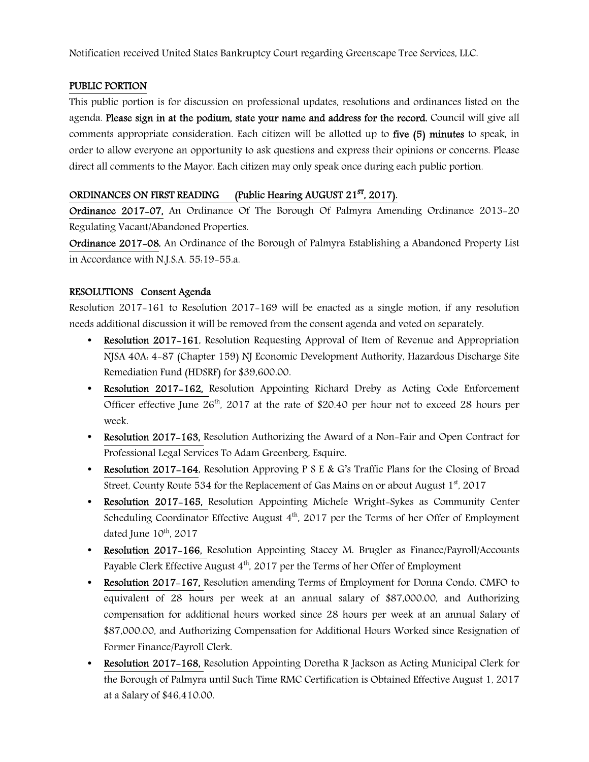Notification received United States Bankruptcy Court regarding Greenscape Tree Services, LLC.

## PUBLIC PORTION

This public portion is for discussion on professional updates, resolutions and ordinances listed on the agenda. **Please sign in at the podium, state your name and address for the record.** Council will give all comments appropriate consideration. Each citizen will be allotted up to **five (5) minutes** to speak, in order to allow everyone an opportunity to ask questions and express their opinions or concerns. Please direct all comments to the Mayor. Each citizen may only speak once during each public portion.

## ORDINANCES ON FIRST READING (Public Hearing AUGUST 21ST, 2017).

**Ordinance 2017-07,** An Ordinance Of The Borough Of Palmyra Amending Ordinance 2013-20 Regulating Vacant/Abandoned Properties.

**Ordinance 2017-08**, An Ordinance of the Borough of Palmyra Establishing a Abandoned Property List in Accordance with N.J.S.A. 55:19-55.a.

## RESOLUTIONS Consent Agenda

Resolution 2017-161 to Resolution 2017-169 will be enacted as a single motion, if any resolution needs additional discussion it will be removed from the consent agenda and voted on separately.

- **Resolution 2017-161**, Resolution Requesting Approval of Item of Revenue and Appropriation NJSA 40A: 4-87 (Chapter 159) NJ Economic Development Authority, Hazardous Discharge Site Remediation Fund (HDSRF) for $39,600.00.
- **Resolution 2017-162,** Resolution Appointing Richard Dreby as Acting Code Enforcement Officer effective June 26th, 2017 at the rate of $20.40 per hour not to exceed 28 hours per week.
- **Resolution 2017-163,** Resolution Authorizing the Award of a Non-Fair and Open Contract for Professional Legal Services To Adam Greenberg, Esquire.
- **Resolution 2017-164**, Resolution Approving P S E & G's Traffic Plans for the Closing of Broad Street, County Route 534 for the Replacement of Gas Mains on or about August 1st, 2017
- **Resolution 2017-165,** Resolution Appointing Michele Wright-Sykes as Community Center Scheduling Coordinator Effective August 4th, 2017 per the Terms of her Offer of Employment dated June 10th, 2017
- **Resolution 2017-166,** Resolution Appointing Stacey M. Brugler as Finance/Payroll/Accounts Payable Clerk Effective August 4th, 2017 per the Terms of her Offer of Employment
- **Resolution 2017-167,** Resolution amending Terms of Employment for Donna Condo, CMFO to equivalent of 28 hours per week at an annual salary of $87,000.00, and Authorizing compensation for additional hours worked since 28 hours per week at an annual Salary of $87,000.00, and Authorizing Compensation for Additional Hours Worked since Resignation of Former Finance/Payroll Clerk.
- **Resolution 2017-168,** Resolution Appointing Doretha R Jackson as Acting Municipal Clerk for the Borough of Palmyra until Such Time RMC Certification is Obtained Effective August 1, 2017 at a Salary of $46,410.00.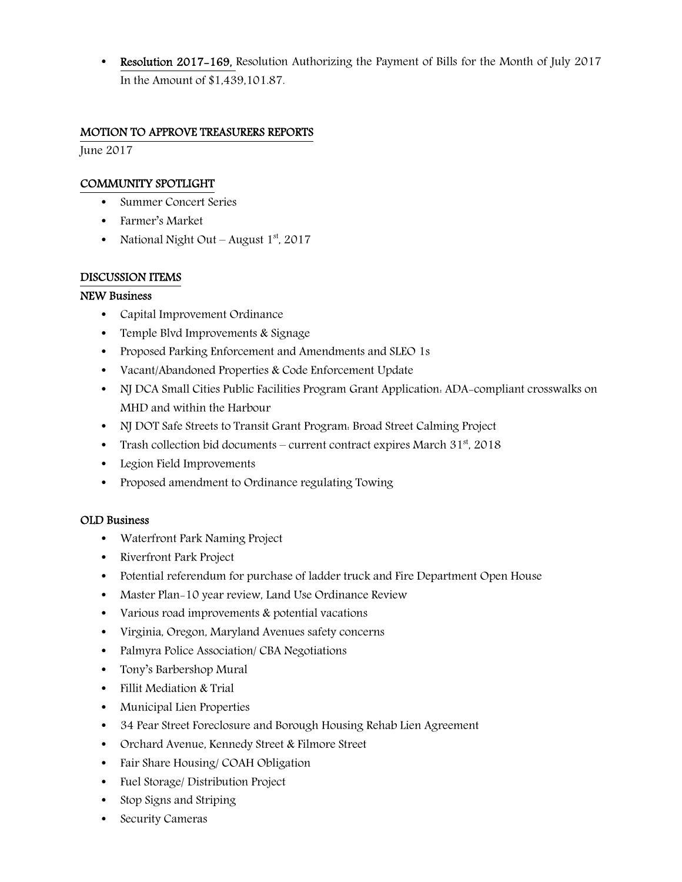- **Resolution 2017-169,** Resolution Authorizing the Payment of Bills for the Month of July 2017 In the Amount of $1,439,101.87.

## MOTION TO APPROVE TREASURERS REPORTS

June 2017

## COMMUNITY SPOTLIGHT

- Summer Concert Series
- Farmer's Market
- National Night Out – August 1st, 2017

## DISCUSSION ITEMS

### NEW Business

- Capital Improvement Ordinance
- Temple Blvd Improvements & Signage
- Proposed Parking Enforcement and Amendments and SLEO 1s
- Vacant/Abandoned Properties & Code Enforcement Update
- NJ DCA Small Cities Public Facilities Program Grant Application: ADA-compliant crosswalks on MHD and within the Harbour
- NJ DOT Safe Streets to Transit Grant Program: Broad Street Calming Project
- Trash collection bid documents – current contract expires March 31st, 2018
- Legion Field Improvements
- Proposed amendment to Ordinance regulating Towing

### OLD Business

- Waterfront Park Naming Project
- Riverfront Park Project
- Potential referendum for purchase of ladder truck and Fire Department Open House
- Master Plan-10 year review, Land Use Ordinance Review
- Various road improvements & potential vacations
- Virginia, Oregon, Maryland Avenues safety concerns
- Palmyra Police Association/ CBA Negotiations
- Tony's Barbershop Mural
- Fillit Mediation & Trial
- Municipal Lien Properties
- 34 Pear Street Foreclosure and Borough Housing Rehab Lien Agreement
- Orchard Avenue, Kennedy Street & Filmore Street
- Fair Share Housing/ COAH Obligation
- Fuel Storage/ Distribution Project
- Stop Signs and Striping
- Security Cameras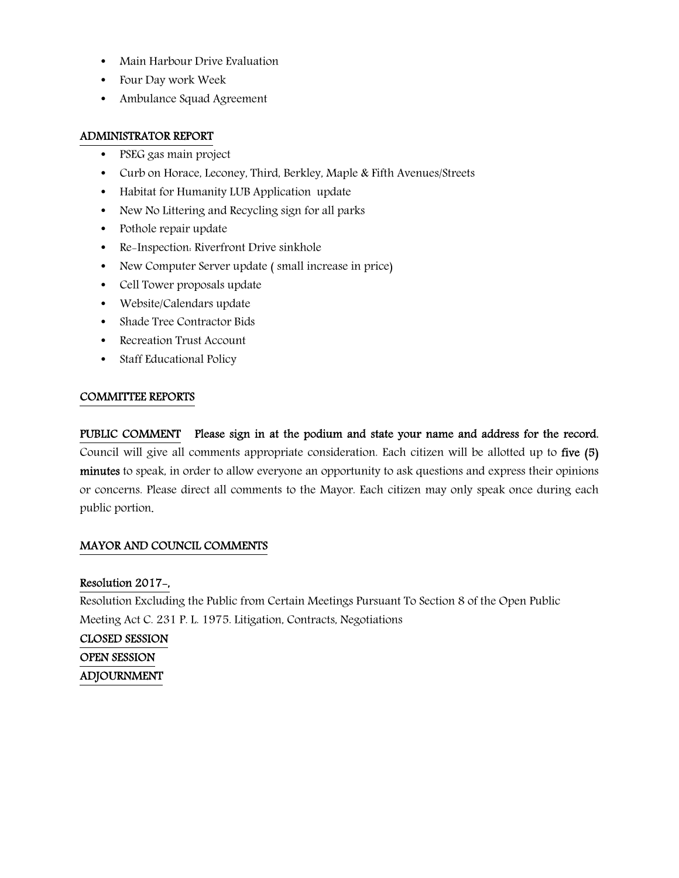- Main Harbour Drive Evaluation
- Four Day work Week
- Ambulance Squad Agreement

**ADMINISTRATOR REPORT**

- PSEG gas main project
- Curb on Horace, Leconey, Third, Berkley, Maple & Fifth Avenues/Streets
- Habitat for Humanity LUB Application update
- New No Littering and Recycling sign for all parks
- Pothole repair update
- Re-Inspection: Riverfront Drive sinkhole
- New Computer Server update ( small increase in price)
- Cell Tower proposals update
- Website/Calendars update
- Shade Tree Contractor Bids
- Recreation Trust Account
- Staff Educational Policy

**COMMITTEE REPORTS**

**PUBLIC COMMENT** **Please sign in at the podium and state your name and address for the record.** Council will give all comments appropriate consideration. Each citizen will be allotted up to **five (5) minutes** to speak, in order to allow everyone an opportunity to ask questions and express their opinions or concerns. Please direct all comments to the Mayor. Each citizen may only speak once during each public portion.

**MAYOR AND COUNCIL COMMENTS**

**Resolution 2017-,**

Resolution Excluding the Public from Certain Meetings Pursuant To Section 8 of the Open Public Meeting Act C. 231 P. L. 1975. Litigation, Contracts, Negotiations

**CLOSED SESSION**

**OPEN SESSION**

**ADJOURNMENT**